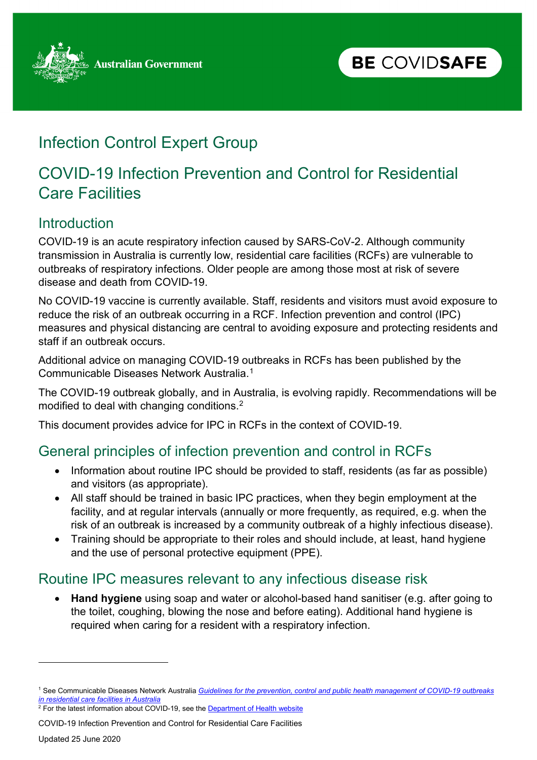Australian Government

BE COVIDSAFE

# Infection Control Expert Group

# COVID-19 Infection Prevention and Control for Residential Care Facilities

## Introduction

COVID-19 is an acute respiratory infection caused by SARS-CoV-2. Although community transmission in Australia is currently low, residential care facilities (RCFs) are vulnerable to outbreaks of respiratory infections. Older people are among those most at risk of severe disease and death from COVID-19.

No COVID-19 vaccine is currently available. Staff, residents and visitors must avoid exposure to reduce the risk of an outbreak occurring in a RCF. Infection prevention and control (IPC) measures and physical distancing are central to avoiding exposure and protecting residents and staff if an outbreak occurs.

Additional advice on managing COVID-19 outbreaks in RCFs has been published by the Communicable Diseases Network Australia.[1]

The COVID-19 outbreak globally, and in Australia, is evolving rapidly. Recommendations will be modified to deal with changing conditions.[2]

This document provides advice for IPC in RCFs in the context of COVID-19.

## General principles of infection prevention and control in RCFs

- Information about routine IPC should be provided to staff, residents (as far as possible) and visitors (as appropriate).
- All staff should be trained in basic IPC practices, when they begin employment at the facility, and at regular intervals (annually or more frequently, as required, e.g. when the risk of an outbreak is increased by a community outbreak of a highly infectious disease).
- Training should be appropriate to their roles and should include, at least, hand hygiene and the use of personal protective equipment (PPE).

## Routine IPC measures relevant to any infectious disease risk

- **Hand hygiene** using soap and water or alcohol-based hand sanitiser (e.g. after going to the toilet, coughing, blowing the nose and before eating). Additional hand hygiene is required when caring for a resident with a respiratory infection.

---

[1] See Communicable Diseases Network Australia *Guidelines for the prevention, control and public health management of COVID-19 outbreaks in residential care facilities in Australia*

[2] For the latest information about COVID-19, see the Department of Health website

COVID-19 Infection Prevention and Control for Residential Care Facilities

Updated 25 June 2020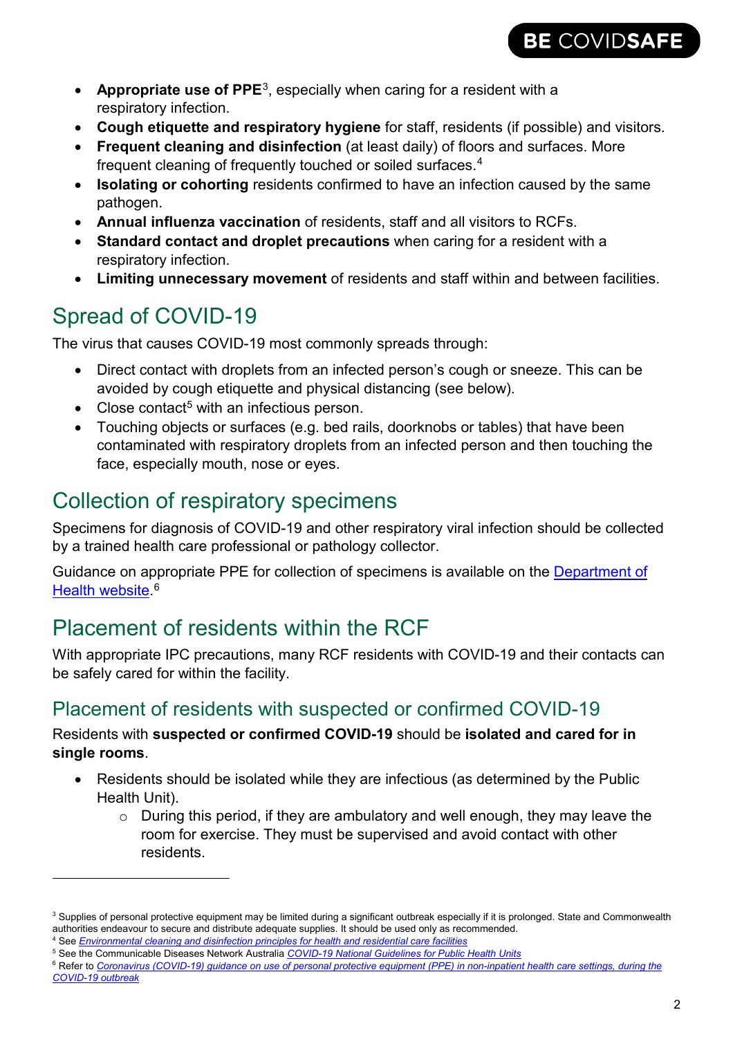- **Appropriate use of PPE**[3], especially when caring for a resident with a respiratory infection.
- **Cough etiquette and respiratory hygiene** for staff, residents (if possible) and visitors.
- **Frequent cleaning and disinfection** (at least daily) of floors and surfaces. More frequent cleaning of frequently touched or soiled surfaces.[4]
- **Isolating or cohorting** residents confirmed to have an infection caused by the same pathogen.
- **Annual influenza vaccination** of residents, staff and all visitors to RCFs.
- **Standard contact and droplet precautions** when caring for a resident with a respiratory infection.
- **Limiting unnecessary movement** of residents and staff within and between facilities.

# Spread of COVID-19

The virus that causes COVID-19 most commonly spreads through:

- Direct contact with droplets from an infected person's cough or sneeze. This can be avoided by cough etiquette and physical distancing (see below).
- Close contact[5] with an infectious person.
- Touching objects or surfaces (e.g. bed rails, doorknobs or tables) that have been contaminated with respiratory droplets from an infected person and then touching the face, especially mouth, nose or eyes.

# Collection of respiratory specimens

Specimens for diagnosis of COVID-19 and other respiratory viral infection should be collected by a trained health care professional or pathology collector.

Guidance on appropriate PPE for collection of specimens is available on the Department of Health website.[6]

# Placement of residents within the RCF

With appropriate IPC precautions, many RCF residents with COVID-19 and their contacts can be safely cared for within the facility.

## Placement of residents with suspected or confirmed COVID-19

Residents with **suspected or confirmed COVID-19** should be **isolated and cared for in single rooms**.

- Residents should be isolated while they are infectious (as determined by the Public Health Unit).
  - During this period, if they are ambulatory and well enough, they may leave the room for exercise. They must be supervised and avoid contact with other residents.

---

[3] Supplies of personal protective equipment may be limited during a significant outbreak especially if it is prolonged. State and Commonwealth authorities endeavour to secure and distribute adequate supplies. It should be used only as recommended.

[4] See *Environmental cleaning and disinfection principles for health and residential care facilities*

[5] See the Communicable Diseases Network Australia *COVID-19 National Guidelines for Public Health Units*

[6] Refer to *Coronavirus (COVID-19) guidance on use of personal protective equipment (PPE) in non-inpatient health care settings, during the COVID-19 outbreak*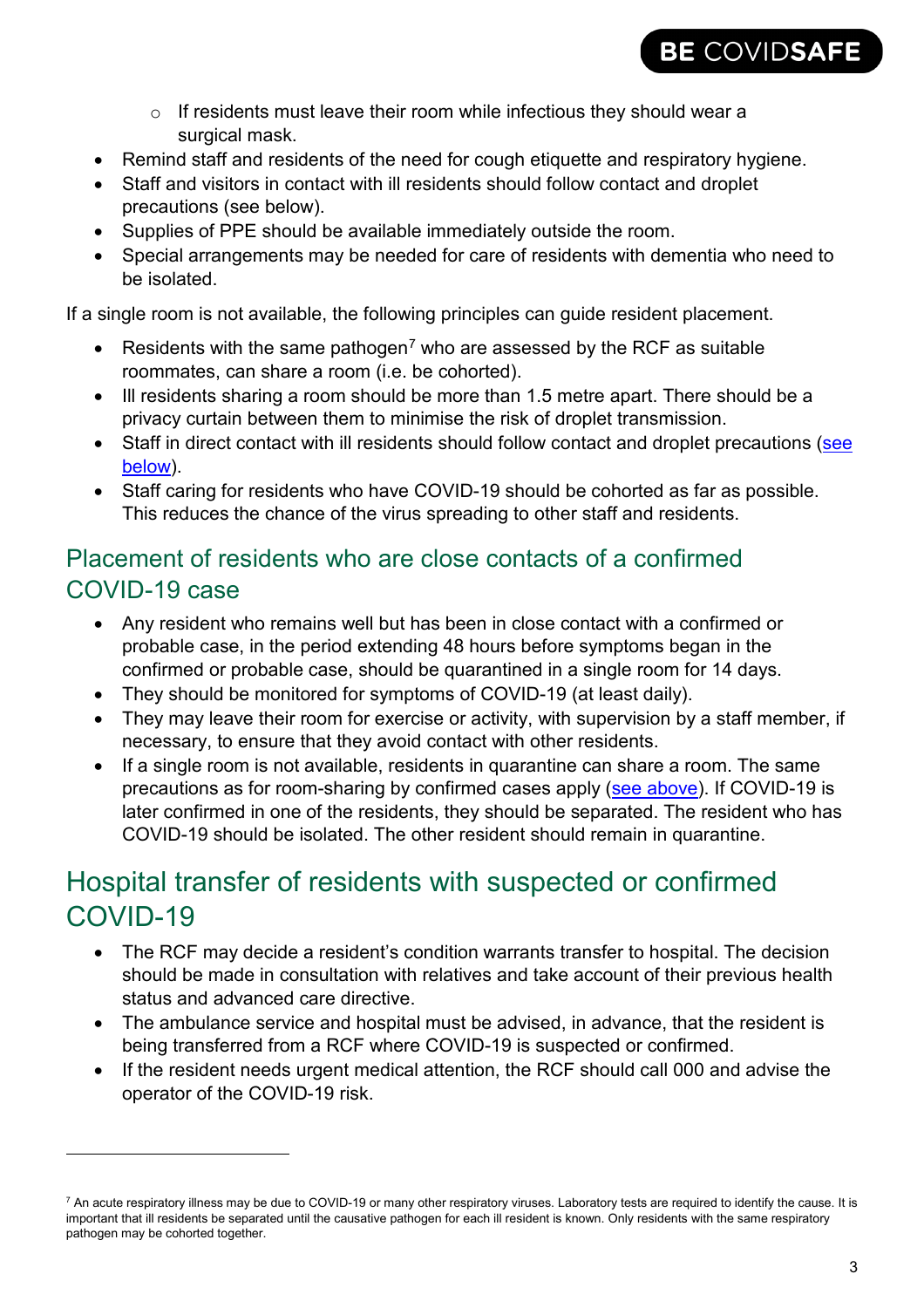- If residents must leave their room while infectious they should wear a surgical mask.
- Remind staff and residents of the need for cough etiquette and respiratory hygiene.
- Staff and visitors in contact with ill residents should follow contact and droplet precautions (see below).
- Supplies of PPE should be available immediately outside the room.
- Special arrangements may be needed for care of residents with dementia who need to be isolated.

If a single room is not available, the following principles can guide resident placement.

- Residents with the same pathogen[7] who are assessed by the RCF as suitable roommates, can share a room (i.e. be cohorted).
- Ill residents sharing a room should be more than 1.5 metre apart. There should be a privacy curtain between them to minimise the risk of droplet transmission.
- Staff in direct contact with ill residents should follow contact and droplet precautions (see below).
- Staff caring for residents who have COVID-19 should be cohorted as far as possible. This reduces the chance of the virus spreading to other staff and residents.

### Placement of residents who are close contacts of a confirmed COVID-19 case

- Any resident who remains well but has been in close contact with a confirmed or probable case, in the period extending 48 hours before symptoms began in the confirmed or probable case, should be quarantined in a single room for 14 days.
- They should be monitored for symptoms of COVID-19 (at least daily).
- They may leave their room for exercise or activity, with supervision by a staff member, if necessary, to ensure that they avoid contact with other residents.
- If a single room is not available, residents in quarantine can share a room. The same precautions as for room-sharing by confirmed cases apply (see above). If COVID-19 is later confirmed in one of the residents, they should be separated. The resident who has COVID-19 should be isolated. The other resident should remain in quarantine.

## Hospital transfer of residents with suspected or confirmed COVID-19

- The RCF may decide a resident's condition warrants transfer to hospital. The decision should be made in consultation with relatives and take account of their previous health status and advanced care directive.
- The ambulance service and hospital must be advised, in advance, that the resident is being transferred from a RCF where COVID-19 is suspected or confirmed.
- If the resident needs urgent medical attention, the RCF should call 000 and advise the operator of the COVID-19 risk.

---

[7] An acute respiratory illness may be due to COVID-19 or many other respiratory viruses. Laboratory tests are required to identify the cause. It is important that ill residents be separated until the causative pathogen for each ill resident is known. Only residents with the same respiratory pathogen may be cohorted together.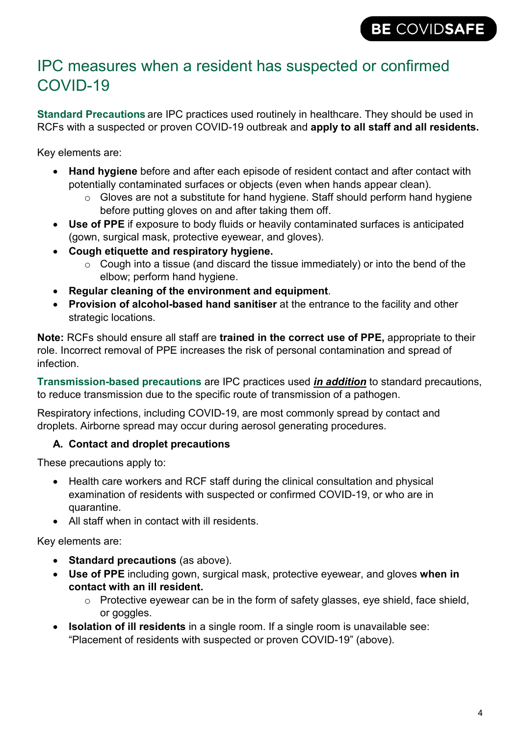# IPC measures when a resident has suspected or confirmed COVID-19

**Standard Precautions** are IPC practices used routinely in healthcare. They should be used in RCFs with a suspected or proven COVID-19 outbreak and **apply to all staff and all residents.**

Key elements are:

- **Hand hygiene** before and after each episode of resident contact and after contact with potentially contaminated surfaces or objects (even when hands appear clean).
  - Gloves are not a substitute for hand hygiene. Staff should perform hand hygiene before putting gloves on and after taking them off.
- **Use of PPE** if exposure to body fluids or heavily contaminated surfaces is anticipated (gown, surgical mask, protective eyewear, and gloves).
- **Cough etiquette and respiratory hygiene.**
  - Cough into a tissue (and discard the tissue immediately) or into the bend of the elbow; perform hand hygiene.
- **Regular cleaning of the environment and equipment**.
- **Provision of alcohol-based hand sanitiser** at the entrance to the facility and other strategic locations.

**Note:** RCFs should ensure all staff are **trained in the correct use of PPE,** appropriate to their role. Incorrect removal of PPE increases the risk of personal contamination and spread of infection.

**Transmission-based precautions** are IPC practices used ***in addition*** to standard precautions, to reduce transmission due to the specific route of transmission of a pathogen.

Respiratory infections, including COVID-19, are most commonly spread by contact and droplets. Airborne spread may occur during aerosol generating procedures.

### A. Contact and droplet precautions

These precautions apply to:

- Health care workers and RCF staff during the clinical consultation and physical examination of residents with suspected or confirmed COVID-19, or who are in quarantine.
- All staff when in contact with ill residents.

Key elements are:

- **Standard precautions** (as above).
- **Use of PPE** including gown, surgical mask, protective eyewear, and gloves **when in contact with an ill resident.**
  - Protective eyewear can be in the form of safety glasses, eye shield, face shield, or goggles.
- **Isolation of ill residents** in a single room. If a single room is unavailable see: "Placement of residents with suspected or proven COVID-19" (above).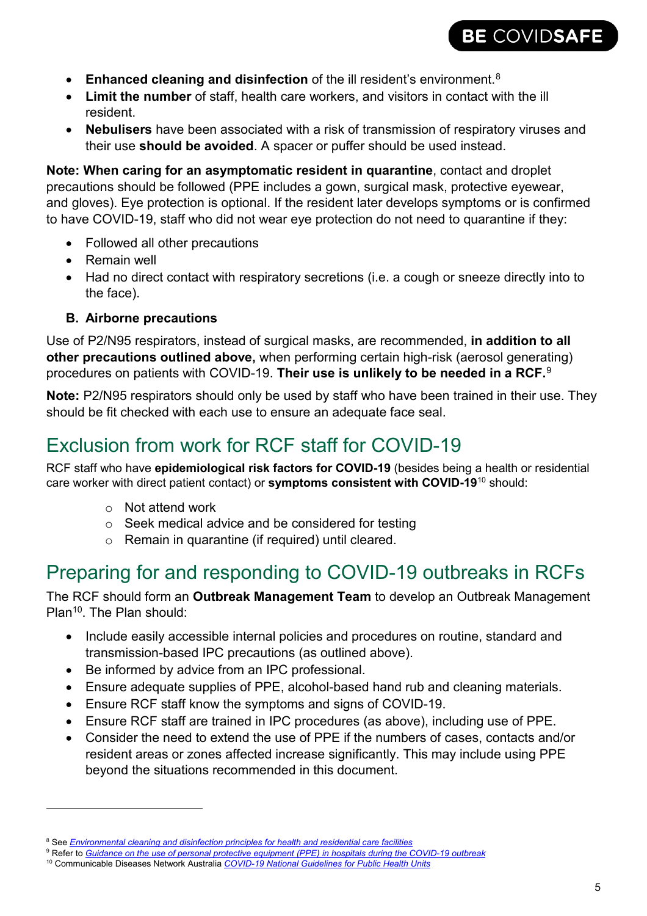- **Enhanced cleaning and disinfection** of the ill resident's environment.[8]
- **Limit the number** of staff, health care workers, and visitors in contact with the ill resident.
- **Nebulisers** have been associated with a risk of transmission of respiratory viruses and their use **should be avoided**. A spacer or puffer should be used instead.

**Note: When caring for an asymptomatic resident in quarantine**, contact and droplet precautions should be followed (PPE includes a gown, surgical mask, protective eyewear, and gloves). Eye protection is optional. If the resident later develops symptoms or is confirmed to have COVID-19, staff who did not wear eye protection do not need to quarantine if they:

- Followed all other precautions
- Remain well
- Had no direct contact with respiratory secretions (i.e. a cough or sneeze directly into to the face).

### B. Airborne precautions

Use of P2/N95 respirators, instead of surgical masks, are recommended, **in addition to all other precautions outlined above,** when performing certain high-risk (aerosol generating) procedures on patients with COVID-19. **Their use is unlikely to be needed in a RCF.**[9]

**Note:** P2/N95 respirators should only be used by staff who have been trained in their use. They should be fit checked with each use to ensure an adequate face seal.

## Exclusion from work for RCF staff for COVID-19

RCF staff who have **epidemiological risk factors for COVID-19** (besides being a health or residential care worker with direct patient contact) or **symptoms consistent with COVID-19**[10] should:

- Not attend work
- Seek medical advice and be considered for testing
- Remain in quarantine (if required) until cleared.

## Preparing for and responding to COVID-19 outbreaks in RCFs

The RCF should form an **Outbreak Management Team** to develop an Outbreak Management Plan[10]. The Plan should:

- Include easily accessible internal policies and procedures on routine, standard and transmission-based IPC precautions (as outlined above).
- Be informed by advice from an IPC professional.
- Ensure adequate supplies of PPE, alcohol-based hand rub and cleaning materials.
- Ensure RCF staff know the symptoms and signs of COVID-19.
- Ensure RCF staff are trained in IPC procedures (as above), including use of PPE.
- Consider the need to extend the use of PPE if the numbers of cases, contacts and/or resident areas or zones affected increase significantly. This may include using PPE beyond the situations recommended in this document.

---

[8] See *Environmental cleaning and disinfection principles for health and residential care facilities*

[9] Refer to *Guidance on the use of personal protective equipment (PPE) in hospitals during the COVID-19 outbreak*

[10] Communicable Diseases Network Australia *COVID-19 National Guidelines for Public Health Units*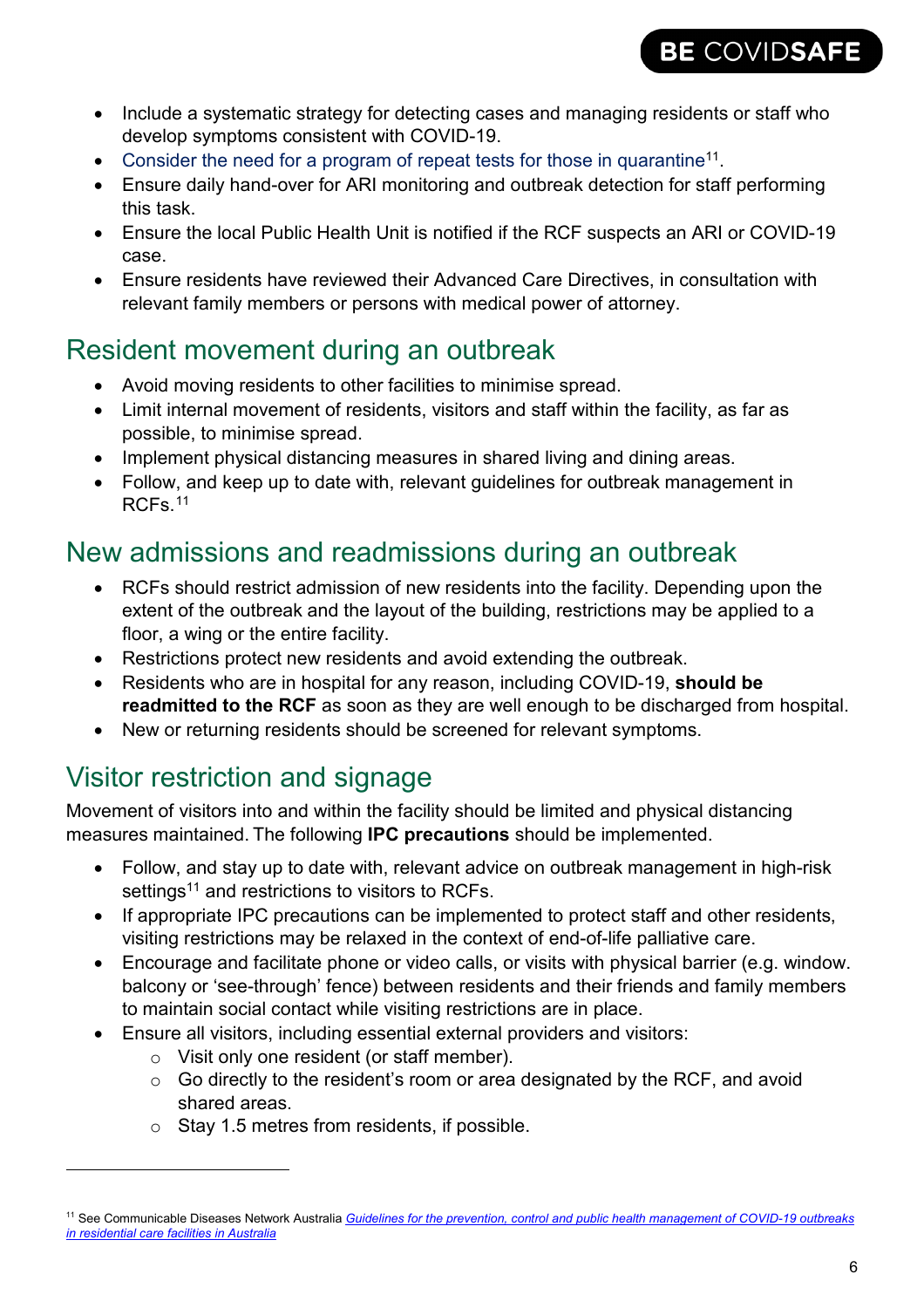- Include a systematic strategy for detecting cases and managing residents or staff who develop symptoms consistent with COVID-19.
- Consider the need for a program of repeat tests for those in quarantine[11].
- Ensure daily hand-over for ARI monitoring and outbreak detection for staff performing this task.
- Ensure the local Public Health Unit is notified if the RCF suspects an ARI or COVID-19 case.
- Ensure residents have reviewed their Advanced Care Directives, in consultation with relevant family members or persons with medical power of attorney.

## Resident movement during an outbreak

- Avoid moving residents to other facilities to minimise spread.
- Limit internal movement of residents, visitors and staff within the facility, as far as possible, to minimise spread.
- Implement physical distancing measures in shared living and dining areas.
- Follow, and keep up to date with, relevant guidelines for outbreak management in RCFs.[11]

## New admissions and readmissions during an outbreak

- RCFs should restrict admission of new residents into the facility. Depending upon the extent of the outbreak and the layout of the building, restrictions may be applied to a floor, a wing or the entire facility.
- Restrictions protect new residents and avoid extending the outbreak.
- Residents who are in hospital for any reason, including COVID-19, **should be readmitted to the RCF** as soon as they are well enough to be discharged from hospital.
- New or returning residents should be screened for relevant symptoms.

## Visitor restriction and signage

Movement of visitors into and within the facility should be limited and physical distancing measures maintained. The following **IPC precautions** should be implemented.

- Follow, and stay up to date with, relevant advice on outbreak management in high-risk settings[11] and restrictions to visitors to RCFs.
- If appropriate IPC precautions can be implemented to protect staff and other residents, visiting restrictions may be relaxed in the context of end-of-life palliative care.
- Encourage and facilitate phone or video calls, or visits with physical barrier (e.g. window. balcony or 'see-through' fence) between residents and their friends and family members to maintain social contact while visiting restrictions are in place.
- Ensure all visitors, including essential external providers and visitors:
  - Visit only one resident (or staff member).
  - Go directly to the resident's room or area designated by the RCF, and avoid shared areas.
  - Stay 1.5 metres from residents, if possible.

---

[11] See Communicable Diseases Network Australia *Guidelines for the prevention, control and public health management of COVID-19 outbreaks in residential care facilities in Australia*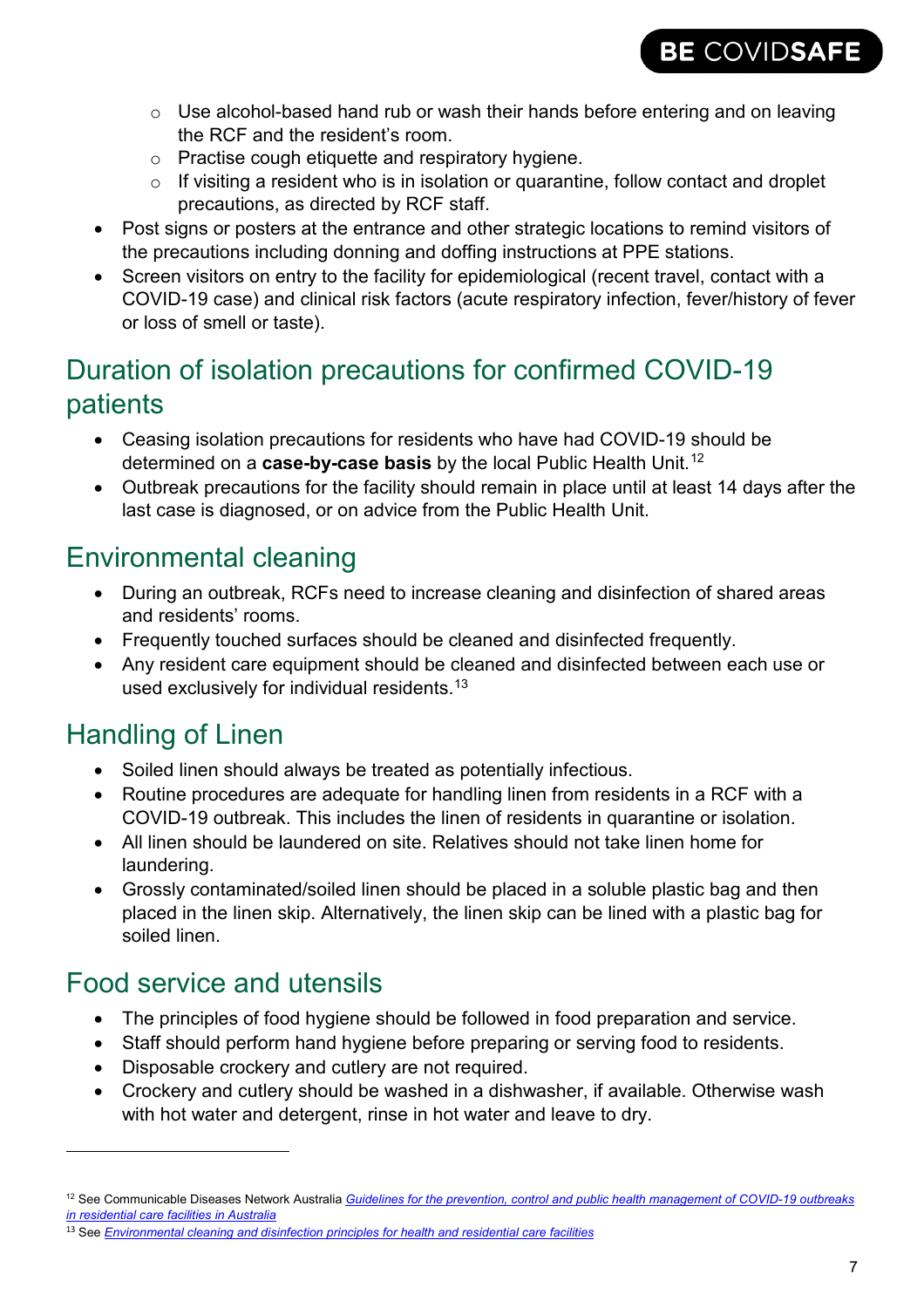- Use alcohol-based hand rub or wash their hands before entering and on leaving the RCF and the resident's room.
  - Practise cough etiquette and respiratory hygiene.
  - If visiting a resident who is in isolation or quarantine, follow contact and droplet precautions, as directed by RCF staff.
- Post signs or posters at the entrance and other strategic locations to remind visitors of the precautions including donning and doffing instructions at PPE stations.
- Screen visitors on entry to the facility for epidemiological (recent travel, contact with a COVID-19 case) and clinical risk factors (acute respiratory infection, fever/history of fever or loss of smell or taste).

## Duration of isolation precautions for confirmed COVID-19 patients

- Ceasing isolation precautions for residents who have had COVID-19 should be determined on a **case-by-case basis** by the local Public Health Unit.[12]
- Outbreak precautions for the facility should remain in place until at least 14 days after the last case is diagnosed, or on advice from the Public Health Unit.

## Environmental cleaning

- During an outbreak, RCFs need to increase cleaning and disinfection of shared areas and residents' rooms.
- Frequently touched surfaces should be cleaned and disinfected frequently.
- Any resident care equipment should be cleaned and disinfected between each use or used exclusively for individual residents.[13]

## Handling of Linen

- Soiled linen should always be treated as potentially infectious.
- Routine procedures are adequate for handling linen from residents in a RCF with a COVID-19 outbreak. This includes the linen of residents in quarantine or isolation.
- All linen should be laundered on site. Relatives should not take linen home for laundering.
- Grossly contaminated/soiled linen should be placed in a soluble plastic bag and then placed in the linen skip. Alternatively, the linen skip can be lined with a plastic bag for soiled linen.

## Food service and utensils

- The principles of food hygiene should be followed in food preparation and service.
- Staff should perform hand hygiene before preparing or serving food to residents.
- Disposable crockery and cutlery are not required.
- Crockery and cutlery should be washed in a dishwasher, if available. Otherwise wash with hot water and detergent, rinse in hot water and leave to dry.

---

[12] See Communicable Diseases Network Australia *Guidelines for the prevention, control and public health management of COVID-19 outbreaks in residential care facilities in Australia*

[13] See *Environmental cleaning and disinfection principles for health and residential care facilities*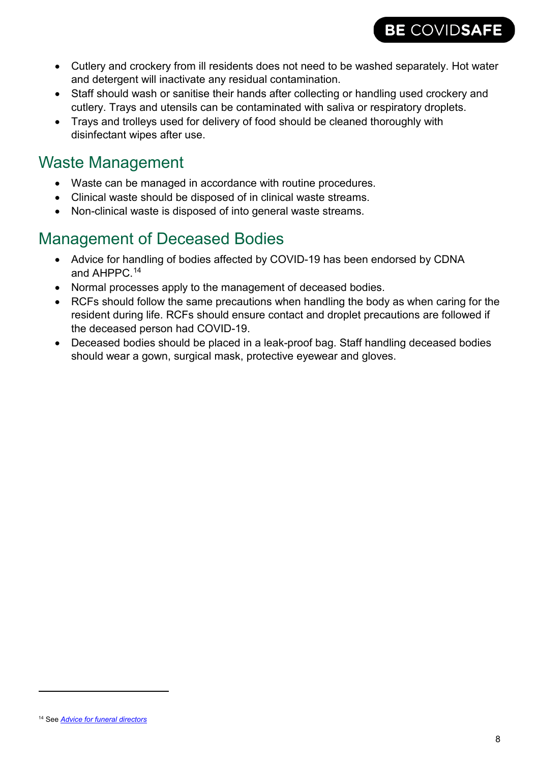- Cutlery and crockery from ill residents does not need to be washed separately. Hot water and detergent will inactivate any residual contamination.
- Staff should wash or sanitise their hands after collecting or handling used crockery and cutlery. Trays and utensils can be contaminated with saliva or respiratory droplets.
- Trays and trolleys used for delivery of food should be cleaned thoroughly with disinfectant wipes after use.

## Waste Management

- Waste can be managed in accordance with routine procedures.
- Clinical waste should be disposed of in clinical waste streams.
- Non-clinical waste is disposed of into general waste streams.

## Management of Deceased Bodies

- Advice for handling of bodies affected by COVID-19 has been endorsed by CDNA and AHPPC.[14]
- Normal processes apply to the management of deceased bodies.
- RCFs should follow the same precautions when handling the body as when caring for the resident during life. RCFs should ensure contact and droplet precautions are followed if the deceased person had COVID-19.
- Deceased bodies should be placed in a leak-proof bag. Staff handling deceased bodies should wear a gown, surgical mask, protective eyewear and gloves.

---

[14] See *Advice for funeral directors*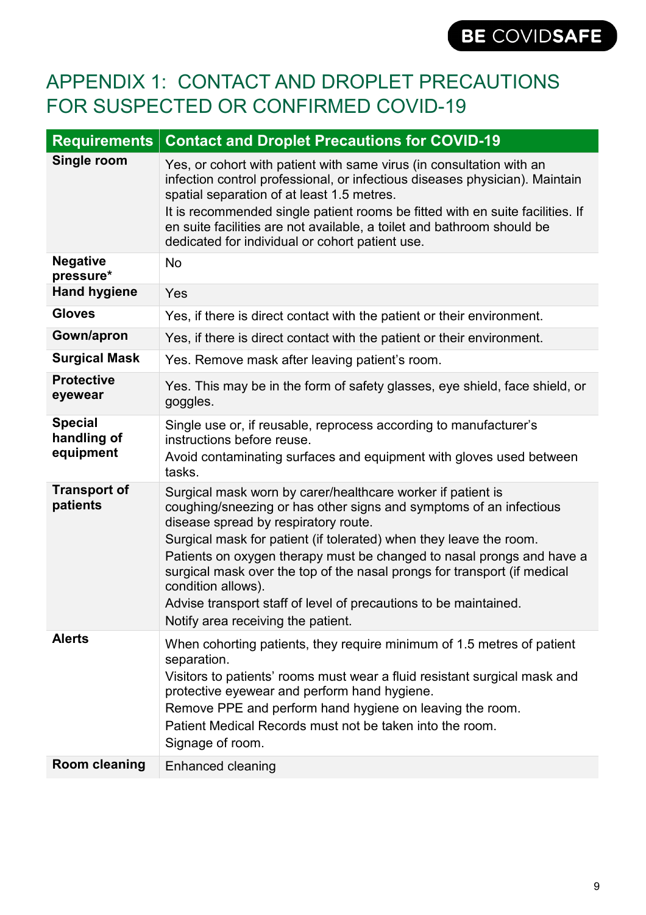# APPENDIX 1: CONTACT AND DROPLET PRECAUTIONS FOR SUSPECTED OR CONFIRMED COVID-19

| Requirements | Contact and Droplet Precautions for COVID-19 |
|---|---|
| **Single room** | Yes, or cohort with patient with same virus (in consultation with an infection control professional, or infectious diseases physician). Maintain spatial separation of at least 1.5 metres.<br>It is recommended single patient rooms be fitted with en suite facilities. If en suite facilities are not available, a toilet and bathroom should be dedicated for individual or cohort patient use. |
| **Negative pressure*** | No |
| **Hand hygiene** | Yes |
| **Gloves** | Yes, if there is direct contact with the patient or their environment. |
| **Gown/apron** | Yes, if there is direct contact with the patient or their environment. |
| **Surgical Mask** | Yes. Remove mask after leaving patient's room. |
| **Protective eyewear** | Yes. This may be in the form of safety glasses, eye shield, face shield, or goggles. |
| **Special handling of equipment** | Single use or, if reusable, reprocess according to manufacturer's instructions before reuse.<br>Avoid contaminating surfaces and equipment with gloves used between tasks. |
| **Transport of patients** | Surgical mask worn by carer/healthcare worker if patient is coughing/sneezing or has other signs and symptoms of an infectious disease spread by respiratory route.<br>Surgical mask for patient (if tolerated) when they leave the room.<br>Patients on oxygen therapy must be changed to nasal prongs and have a surgical mask over the top of the nasal prongs for transport (if medical condition allows).<br>Advise transport staff of level of precautions to be maintained.<br>Notify area receiving the patient. |
| **Alerts** | When cohorting patients, they require minimum of 1.5 metres of patient separation.<br>Visitors to patients' rooms must wear a fluid resistant surgical mask and protective eyewear and perform hand hygiene.<br>Remove PPE and perform hand hygiene on leaving the room.<br>Patient Medical Records must not be taken into the room.<br>Signage of room. |
| **Room cleaning** | Enhanced cleaning |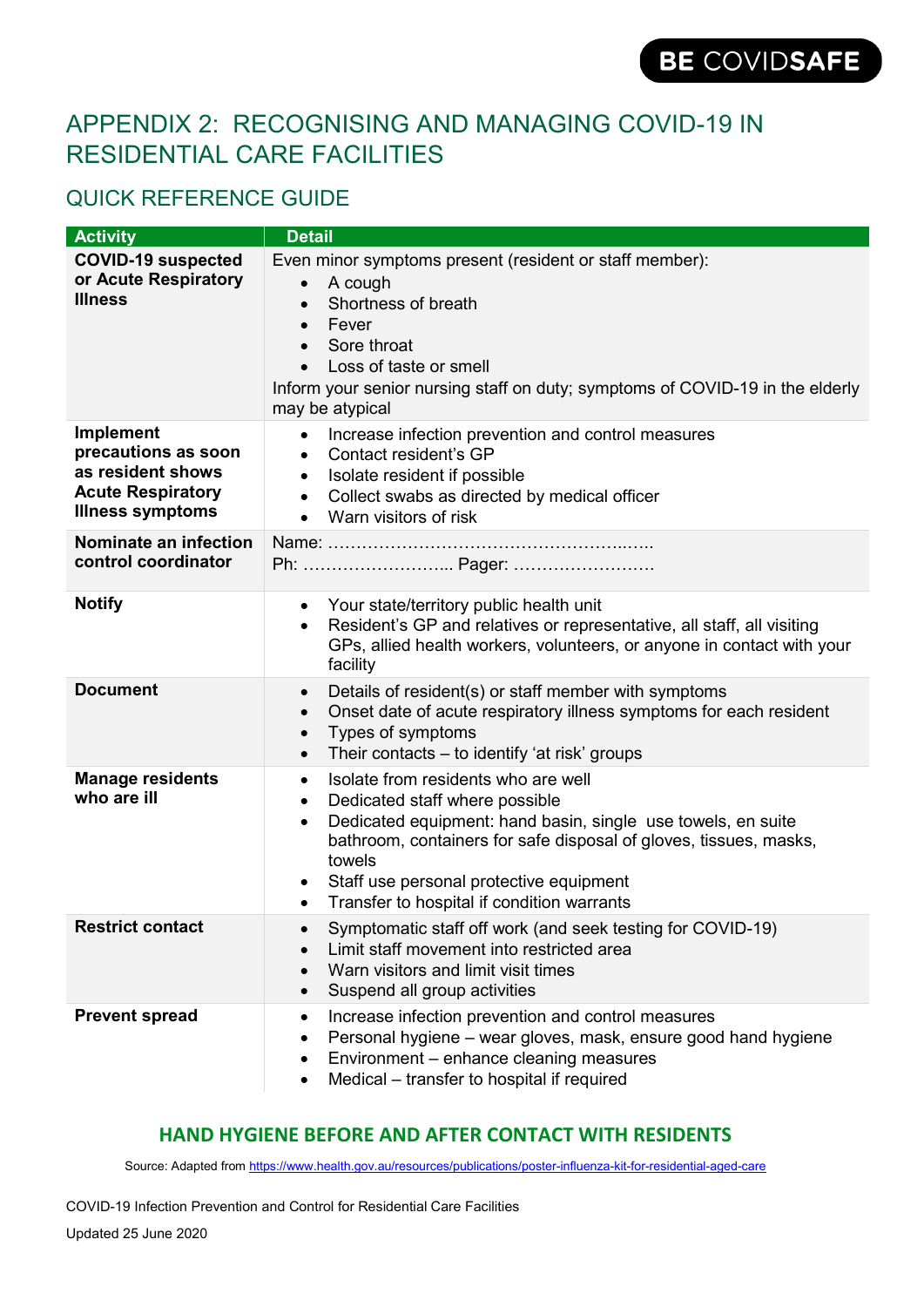BE COVIDSAFE

# APPENDIX 2: RECOGNISING AND MANAGING COVID-19 IN RESIDENTIAL CARE FACILITIES

## QUICK REFERENCE GUIDE

| Activity | Detail |
| --- | --- |
| **COVID-19 suspected or Acute Respiratory Illness** | Even minor symptoms present (resident or staff member):<br>• A cough<br>• Shortness of breath<br>• Fever<br>• Sore throat<br>• Loss of taste or smell<br>Inform your senior nursing staff on duty; symptoms of COVID-19 in the elderly may be atypical |
| **Implement precautions as soon as resident shows Acute Respiratory Illness symptoms** | • Increase infection prevention and control measures<br>• Contact resident's GP<br>• Isolate resident if possible<br>• Collect swabs as directed by medical officer<br>• Warn visitors of risk |
| **Nominate an infection control coordinator** | Name: …………………………………………..…..<br>Ph: ……………………... Pager: ……….…………. |
| **Notify** | • Your state/territory public health unit<br>• Resident's GP and relatives or representative, all staff, all visiting GPs, allied health workers, volunteers, or anyone in contact with your facility |
| **Document** | • Details of resident(s) or staff member with symptoms<br>• Onset date of acute respiratory illness symptoms for each resident<br>• Types of symptoms<br>• Their contacts – to identify 'at risk' groups |
| **Manage residents who are ill** | • Isolate from residents who are well<br>• Dedicated staff where possible<br>• Dedicated equipment: hand basin, single use towels, en suite bathroom, containers for safe disposal of gloves, tissues, masks, towels<br>• Staff use personal protective equipment<br>• Transfer to hospital if condition warrants |
| **Restrict contact** | • Symptomatic staff off work (and seek testing for COVID-19)<br>• Limit staff movement into restricted area<br>• Warn visitors and limit visit times<br>• Suspend all group activities |
| **Prevent spread** | • Increase infection prevention and control measures<br>• Personal hygiene – wear gloves, mask, ensure good hand hygiene<br>• Environment – enhance cleaning measures<br>• Medical – transfer to hospital if required |

**HAND HYGIENE BEFORE AND AFTER CONTACT WITH RESIDENTS**

Source: Adapted from https://www.health.gov.au/resources/publications/poster-influenza-kit-for-residential-aged-care